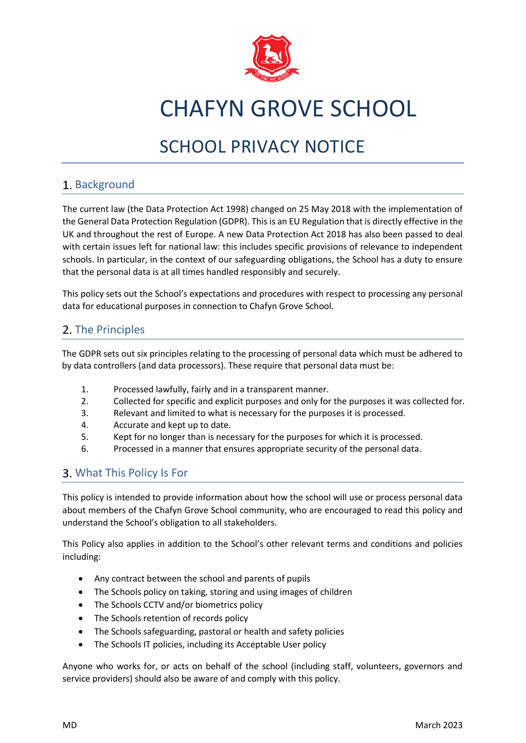# CHAFYN GROVE SCHOOL

## SCHOOL PRIVACY NOTICE

### 1. Background

The current law (the Data Protection Act 1998) changed on 25 May 2018 with the implementation of the General Data Protection Regulation (GDPR). This is an EU Regulation that is directly effective in the UK and throughout the rest of Europe. A new Data Protection Act 2018 has also been passed to deal with certain issues left for national law: this includes specific provisions of relevance to independent schools. In particular, in the context of our safeguarding obligations, the School has a duty to ensure that the personal data is at all times handled responsibly and securely.

This policy sets out the School's expectations and procedures with respect to processing any personal data for educational purposes in connection to Chafyn Grove School.

### 2. The Principles

The GDPR sets out six principles relating to the processing of personal data which must be adhered to by data controllers (and data processors). These require that personal data must be:

1. Processed lawfully, fairly and in a transparent manner.
2. Collected for specific and explicit purposes and only for the purposes it was collected for.
3. Relevant and limited to what is necessary for the purposes it is processed.
4. Accurate and kept up to date.
5. Kept for no longer than is necessary for the purposes for which it is processed.
6. Processed in a manner that ensures appropriate security of the personal data.

### 3. What This Policy Is For

This policy is intended to provide information about how the school will use or process personal data about members of the Chafyn Grove School community, who are encouraged to read this policy and understand the School's obligation to all stakeholders.

This Policy also applies in addition to the School's other relevant terms and conditions and policies including:

- Any contract between the school and parents of pupils
- The Schools policy on taking, storing and using images of children
- The Schools CCTV and/or biometrics policy
- The Schools retention of records policy
- The Schools safeguarding, pastoral or health and safety policies
- The Schools IT policies, including its Acceptable User policy

Anyone who works for, or acts on behalf of the school (including staff, volunteers, governors and service providers) should also be aware of and comply with this policy.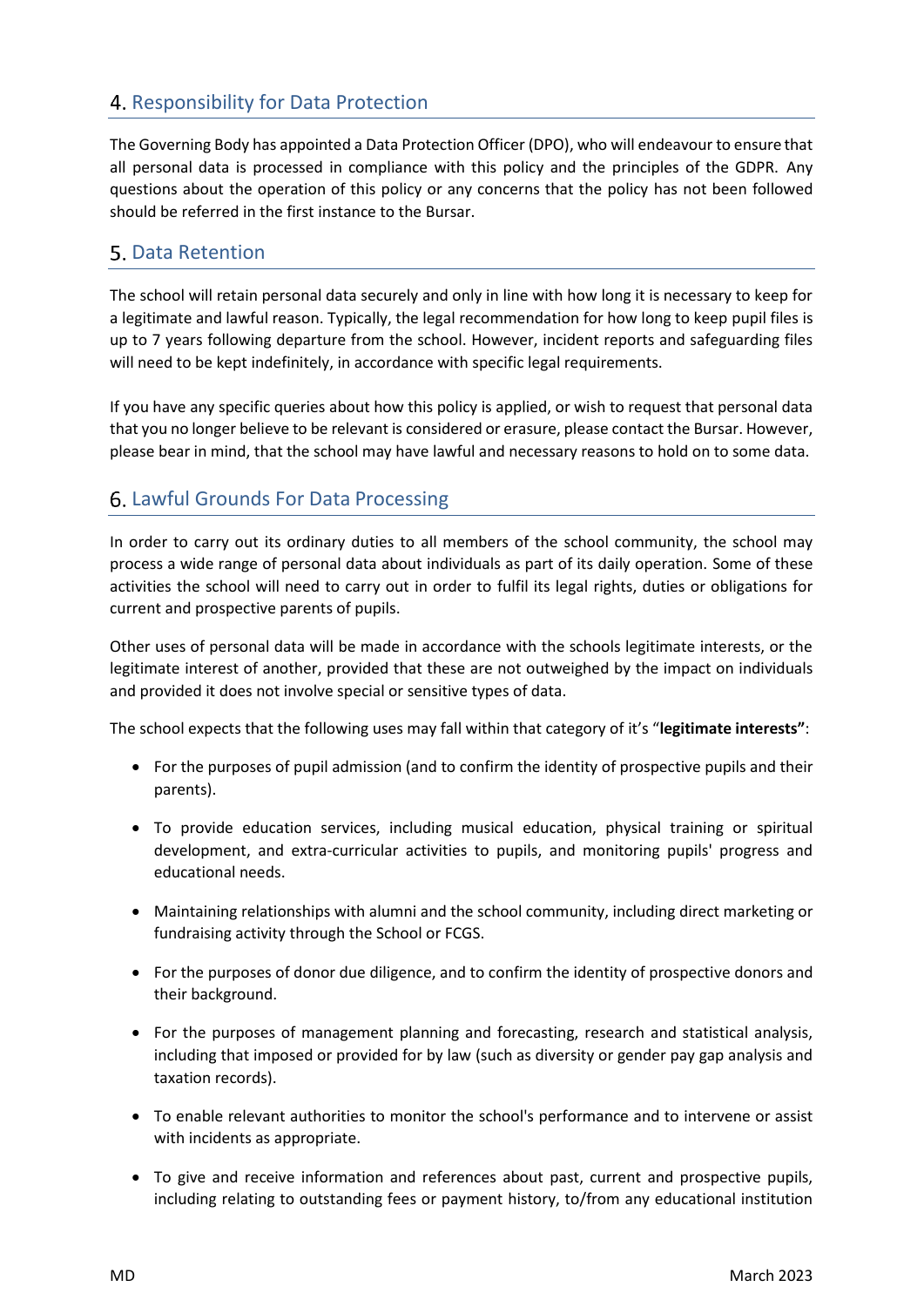## 4. Responsibility for Data Protection

The Governing Body has appointed a Data Protection Officer (DPO), who will endeavour to ensure that all personal data is processed in compliance with this policy and the principles of the GDPR. Any questions about the operation of this policy or any concerns that the policy has not been followed should be referred in the first instance to the Bursar.

## 5. Data Retention

The school will retain personal data securely and only in line with how long it is necessary to keep for a legitimate and lawful reason. Typically, the legal recommendation for how long to keep pupil files is up to 7 years following departure from the school. However, incident reports and safeguarding files will need to be kept indefinitely, in accordance with specific legal requirements.

If you have any specific queries about how this policy is applied, or wish to request that personal data that you no longer believe to be relevant is considered or erasure, please contact the Bursar. However, please bear in mind, that the school may have lawful and necessary reasons to hold on to some data.

## 6. Lawful Grounds For Data Processing

In order to carry out its ordinary duties to all members of the school community, the school may process a wide range of personal data about individuals as part of its daily operation. Some of these activities the school will need to carry out in order to fulfil its legal rights, duties or obligations for current and prospective parents of pupils.

Other uses of personal data will be made in accordance with the schools legitimate interests, or the legitimate interest of another, provided that these are not outweighed by the impact on individuals and provided it does not involve special or sensitive types of data.

The school expects that the following uses may fall within that category of it's "**legitimate interests"**:

- For the purposes of pupil admission (and to confirm the identity of prospective pupils and their parents).
- To provide education services, including musical education, physical training or spiritual development, and extra-curricular activities to pupils, and monitoring pupils' progress and educational needs.
- Maintaining relationships with alumni and the school community, including direct marketing or fundraising activity through the School or FCGS.
- For the purposes of donor due diligence, and to confirm the identity of prospective donors and their background.
- For the purposes of management planning and forecasting, research and statistical analysis, including that imposed or provided for by law (such as diversity or gender pay gap analysis and taxation records).
- To enable relevant authorities to monitor the school's performance and to intervene or assist with incidents as appropriate.
- To give and receive information and references about past, current and prospective pupils, including relating to outstanding fees or payment history, to/from any educational institution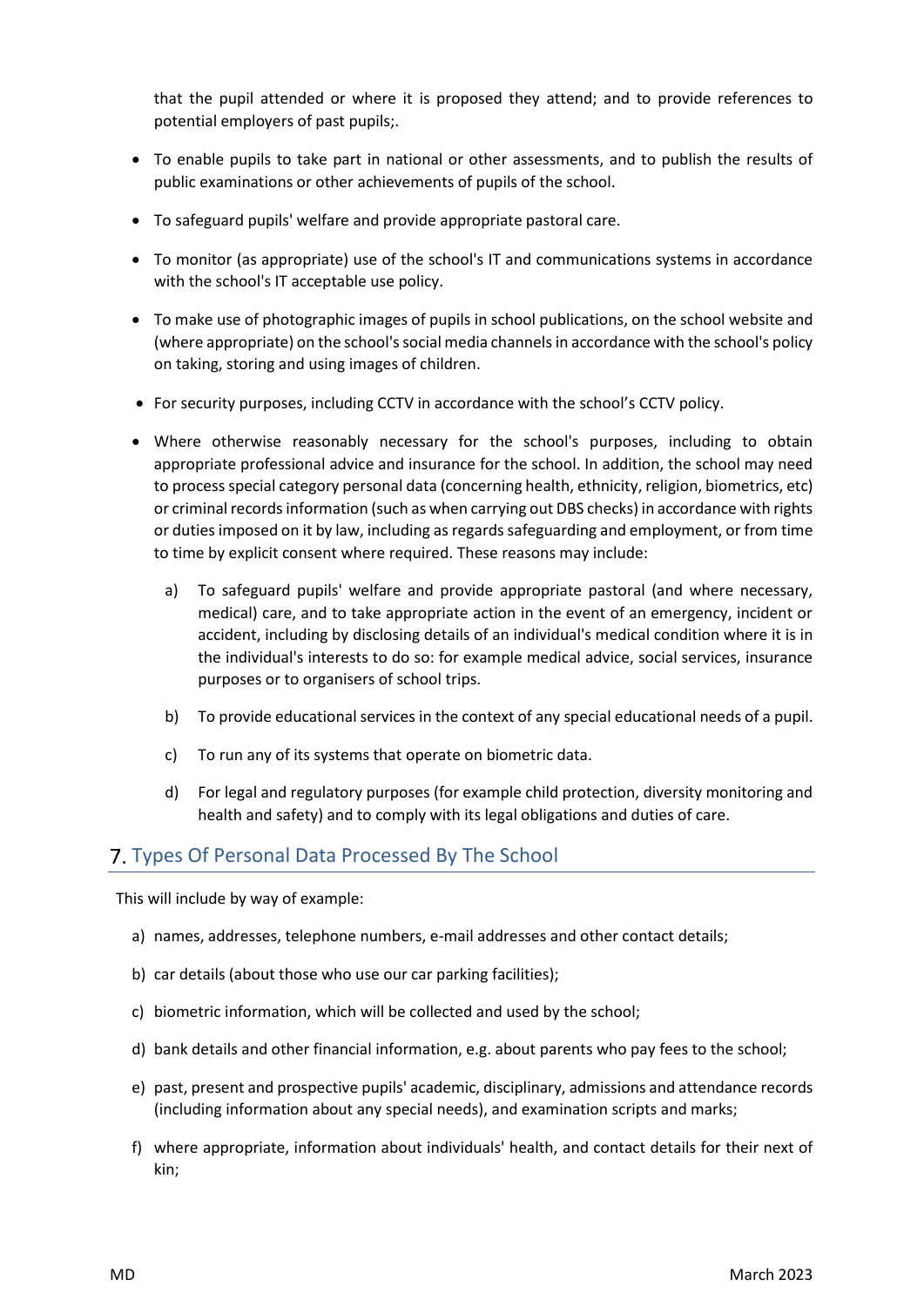that the pupil attended or where it is proposed they attend; and to provide references to potential employers of past pupils;.

- To enable pupils to take part in national or other assessments, and to publish the results of public examinations or other achievements of pupils of the school.
- To safeguard pupils' welfare and provide appropriate pastoral care.
- To monitor (as appropriate) use of the school's IT and communications systems in accordance with the school's IT acceptable use policy.
- To make use of photographic images of pupils in school publications, on the school website and (where appropriate) on the school's social media channels in accordance with the school's policy on taking, storing and using images of children.
- For security purposes, including CCTV in accordance with the school's CCTV policy.
- Where otherwise reasonably necessary for the school's purposes, including to obtain appropriate professional advice and insurance for the school. In addition, the school may need to process special category personal data (concerning health, ethnicity, religion, biometrics, etc) or criminal records information (such as when carrying out DBS checks) in accordance with rights or duties imposed on it by law, including as regards safeguarding and employment, or from time to time by explicit consent where required. These reasons may include:

    a) To safeguard pupils' welfare and provide appropriate pastoral (and where necessary, medical) care, and to take appropriate action in the event of an emergency, incident or accident, including by disclosing details of an individual's medical condition where it is in the individual's interests to do so: for example medical advice, social services, insurance purposes or to organisers of school trips.

    b) To provide educational services in the context of any special educational needs of a pupil.

    c) To run any of its systems that operate on biometric data.

    d) For legal and regulatory purposes (for example child protection, diversity monitoring and health and safety) and to comply with its legal obligations and duties of care.

## 7. Types Of Personal Data Processed By The School

This will include by way of example:

a) names, addresses, telephone numbers, e-mail addresses and other contact details;

b) car details (about those who use our car parking facilities);

c) biometric information, which will be collected and used by the school;

d) bank details and other financial information, e.g. about parents who pay fees to the school;

e) past, present and prospective pupils' academic, disciplinary, admissions and attendance records (including information about any special needs), and examination scripts and marks;

f) where appropriate, information about individuals' health, and contact details for their next of kin;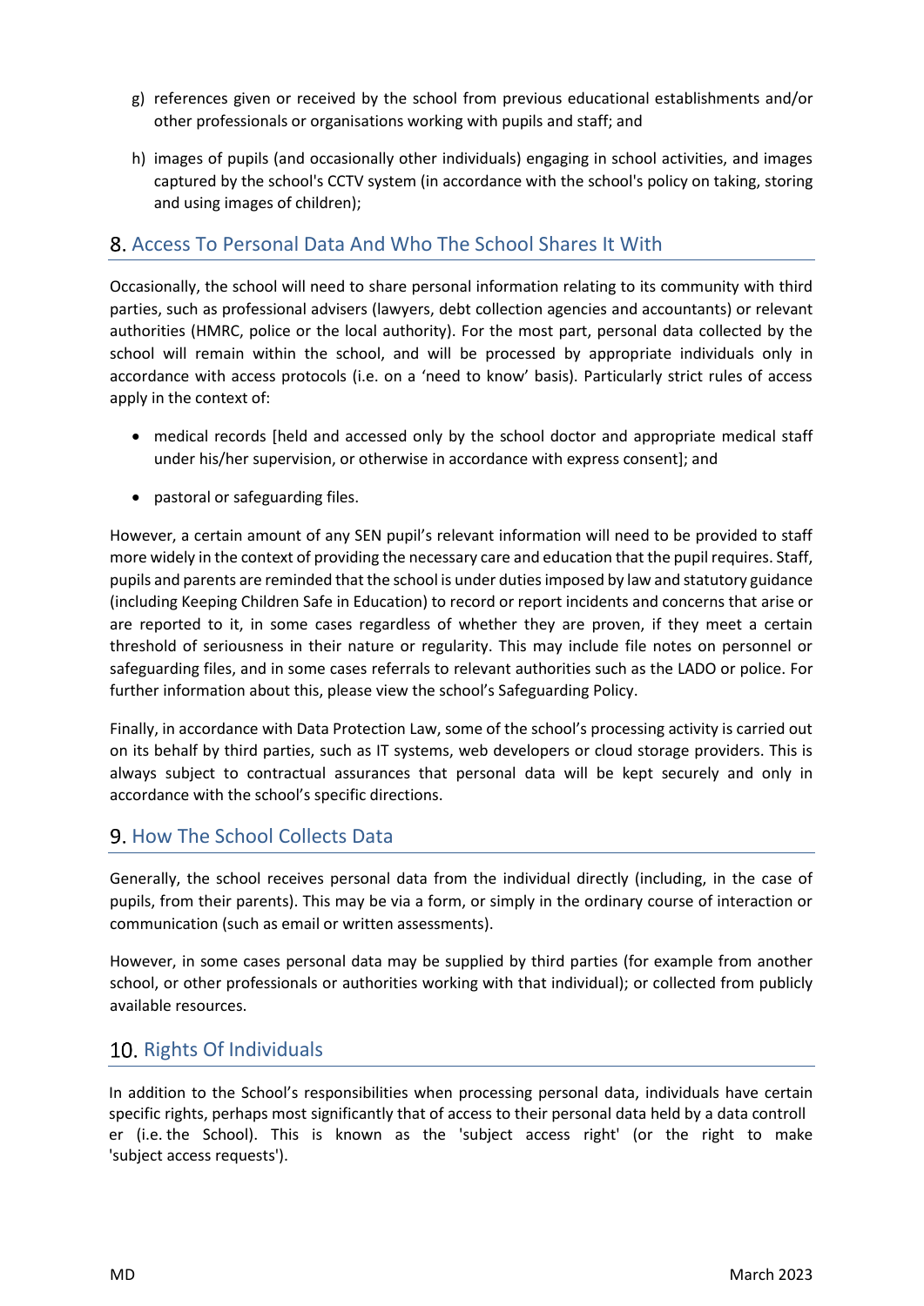g) references given or received by the school from previous educational establishments and/or other professionals or organisations working with pupils and staff; and

h) images of pupils (and occasionally other individuals) engaging in school activities, and images captured by the school's CCTV system (in accordance with the school's policy on taking, storing and using images of children);

## 8. Access To Personal Data And Who The School Shares It With

Occasionally, the school will need to share personal information relating to its community with third parties, such as professional advisers (lawyers, debt collection agencies and accountants) or relevant authorities (HMRC, police or the local authority). For the most part, personal data collected by the school will remain within the school, and will be processed by appropriate individuals only in accordance with access protocols (i.e. on a 'need to know' basis). Particularly strict rules of access apply in the context of:

- medical records [held and accessed only by the school doctor and appropriate medical staff under his/her supervision, or otherwise in accordance with express consent]; and
- pastoral or safeguarding files.

However, a certain amount of any SEN pupil's relevant information will need to be provided to staff more widely in the context of providing the necessary care and education that the pupil requires. Staff, pupils and parents are reminded that the school is under duties imposed by law and statutory guidance (including Keeping Children Safe in Education) to record or report incidents and concerns that arise or are reported to it, in some cases regardless of whether they are proven, if they meet a certain threshold of seriousness in their nature or regularity. This may include file notes on personnel or safeguarding files, and in some cases referrals to relevant authorities such as the LADO or police. For further information about this, please view the school's Safeguarding Policy.

Finally, in accordance with Data Protection Law, some of the school's processing activity is carried out on its behalf by third parties, such as IT systems, web developers or cloud storage providers. This is always subject to contractual assurances that personal data will be kept securely and only in accordance with the school's specific directions.

## 9. How The School Collects Data

Generally, the school receives personal data from the individual directly (including, in the case of pupils, from their parents). This may be via a form, or simply in the ordinary course of interaction or communication (such as email or written assessments).

However, in some cases personal data may be supplied by third parties (for example from another school, or other professionals or authorities working with that individual); or collected from publicly available resources.

## 10. Rights Of Individuals

In addition to the School's responsibilities when processing personal data, individuals have certain specific rights, perhaps most significantly that of access to their personal data held by a data controller (i.e. the School). This is known as the 'subject access right' (or the right to make 'subject access requests').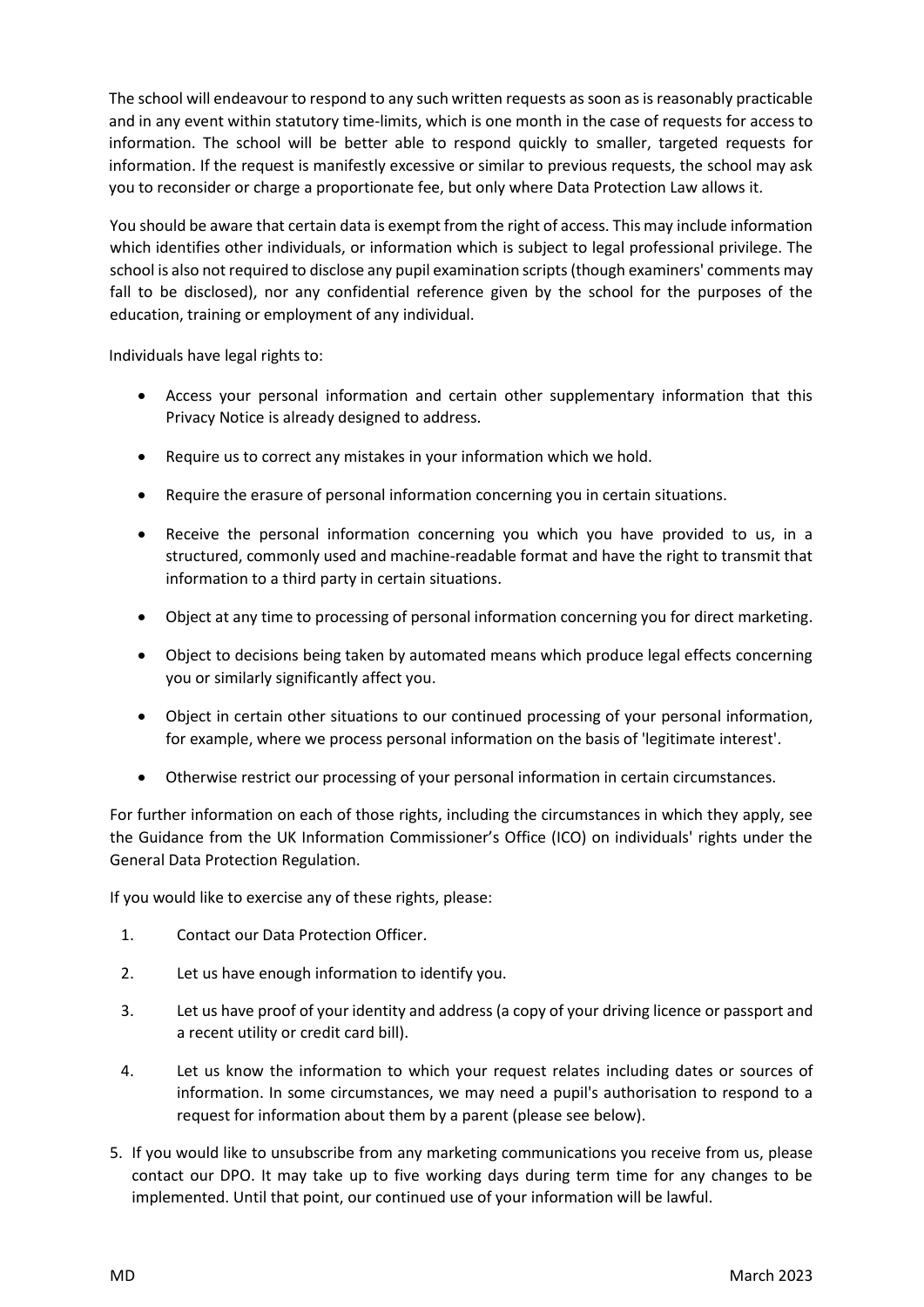The school will endeavour to respond to any such written requests as soon as is reasonably practicable and in any event within statutory time-limits, which is one month in the case of requests for access to information. The school will be better able to respond quickly to smaller, targeted requests for information. If the request is manifestly excessive or similar to previous requests, the school may ask you to reconsider or charge a proportionate fee, but only where Data Protection Law allows it.

You should be aware that certain data is exempt from the right of access. This may include information which identifies other individuals, or information which is subject to legal professional privilege. The school is also not required to disclose any pupil examination scripts (though examiners' comments may fall to be disclosed), nor any confidential reference given by the school for the purposes of the education, training or employment of any individual.

Individuals have legal rights to:

- Access your personal information and certain other supplementary information that this Privacy Notice is already designed to address.
- Require us to correct any mistakes in your information which we hold.
- Require the erasure of personal information concerning you in certain situations.
- Receive the personal information concerning you which you have provided to us, in a structured, commonly used and machine-readable format and have the right to transmit that information to a third party in certain situations.
- Object at any time to processing of personal information concerning you for direct marketing.
- Object to decisions being taken by automated means which produce legal effects concerning you or similarly significantly affect you.
- Object in certain other situations to our continued processing of your personal information, for example, where we process personal information on the basis of 'legitimate interest'.
- Otherwise restrict our processing of your personal information in certain circumstances.

For further information on each of those rights, including the circumstances in which they apply, see the Guidance from the UK Information Commissioner's Office (ICO) on individuals' rights under the General Data Protection Regulation.

If you would like to exercise any of these rights, please:

1. Contact our Data Protection Officer.
2. Let us have enough information to identify you.
3. Let us have proof of your identity and address (a copy of your driving licence or passport and a recent utility or credit card bill).
4. Let us know the information to which your request relates including dates or sources of information. In some circumstances, we may need a pupil's authorisation to respond to a request for information about them by a parent (please see below).
5. If you would like to unsubscribe from any marketing communications you receive from us, please contact our DPO. It may take up to five working days during term time for any changes to be implemented. Until that point, our continued use of your information will be lawful.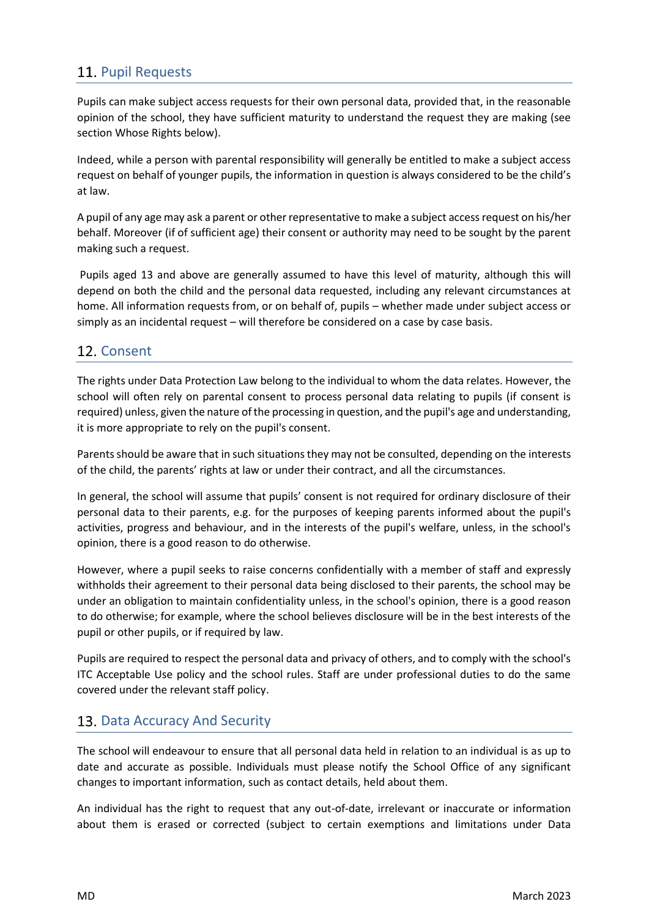## 11. Pupil Requests

Pupils can make subject access requests for their own personal data, provided that, in the reasonable opinion of the school, they have sufficient maturity to understand the request they are making (see section Whose Rights below).

Indeed, while a person with parental responsibility will generally be entitled to make a subject access request on behalf of younger pupils, the information in question is always considered to be the child's at law.

A pupil of any age may ask a parent or other representative to make a subject access request on his/her behalf. Moreover (if of sufficient age) their consent or authority may need to be sought by the parent making such a request.

Pupils aged 13 and above are generally assumed to have this level of maturity, although this will depend on both the child and the personal data requested, including any relevant circumstances at home. All information requests from, or on behalf of, pupils – whether made under subject access or simply as an incidental request – will therefore be considered on a case by case basis.

## 12. Consent

The rights under Data Protection Law belong to the individual to whom the data relates. However, the school will often rely on parental consent to process personal data relating to pupils (if consent is required) unless, given the nature of the processing in question, and the pupil's age and understanding, it is more appropriate to rely on the pupil's consent.

Parents should be aware that in such situations they may not be consulted, depending on the interests of the child, the parents' rights at law or under their contract, and all the circumstances.

In general, the school will assume that pupils' consent is not required for ordinary disclosure of their personal data to their parents, e.g. for the purposes of keeping parents informed about the pupil's activities, progress and behaviour, and in the interests of the pupil's welfare, unless, in the school's opinion, there is a good reason to do otherwise.

However, where a pupil seeks to raise concerns confidentially with a member of staff and expressly withholds their agreement to their personal data being disclosed to their parents, the school may be under an obligation to maintain confidentiality unless, in the school's opinion, there is a good reason to do otherwise; for example, where the school believes disclosure will be in the best interests of the pupil or other pupils, or if required by law.

Pupils are required to respect the personal data and privacy of others, and to comply with the school's ITC Acceptable Use policy and the school rules. Staff are under professional duties to do the same covered under the relevant staff policy.

## 13. Data Accuracy And Security

The school will endeavour to ensure that all personal data held in relation to an individual is as up to date and accurate as possible. Individuals must please notify the School Office of any significant changes to important information, such as contact details, held about them.

An individual has the right to request that any out-of-date, irrelevant or inaccurate or information about them is erased or corrected (subject to certain exemptions and limitations under Data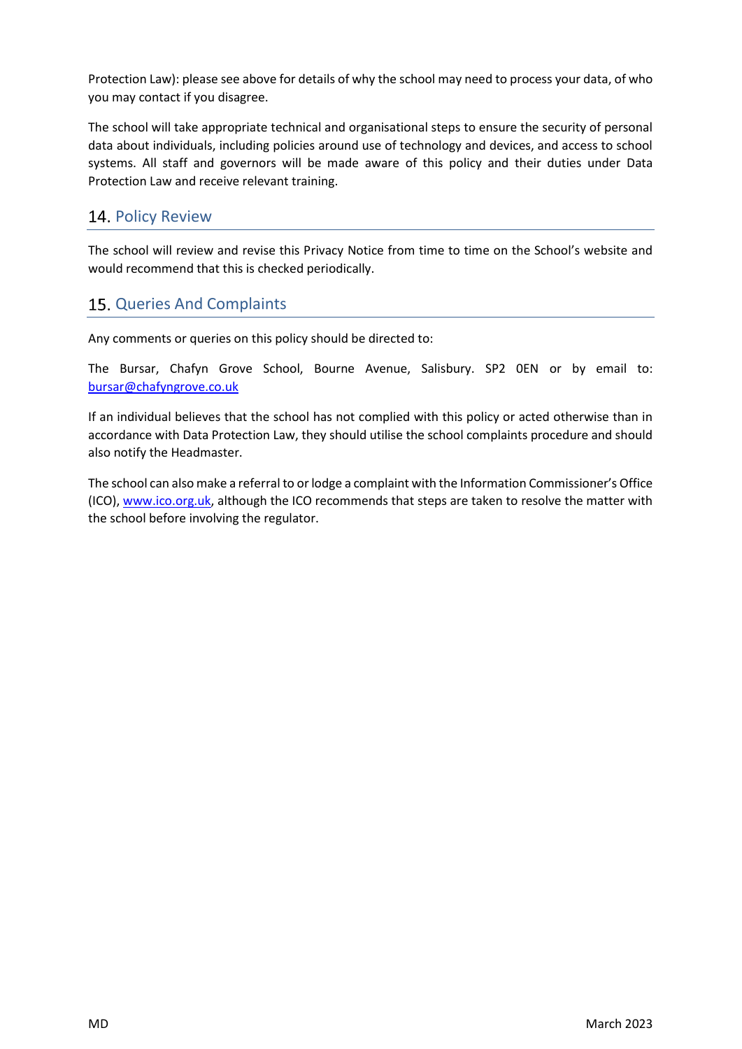Protection Law): please see above for details of why the school may need to process your data, of who you may contact if you disagree.

The school will take appropriate technical and organisational steps to ensure the security of personal data about individuals, including policies around use of technology and devices, and access to school systems. All staff and governors will be made aware of this policy and their duties under Data Protection Law and receive relevant training.

## 14. Policy Review

The school will review and revise this Privacy Notice from time to time on the School's website and would recommend that this is checked periodically.

## 15. Queries And Complaints

Any comments or queries on this policy should be directed to:

The Bursar, Chafyn Grove School, Bourne Avenue, Salisbury. SP2 0EN or by email to: bursar@chafyngrove.co.uk

If an individual believes that the school has not complied with this policy or acted otherwise than in accordance with Data Protection Law, they should utilise the school complaints procedure and should also notify the Headmaster.

The school can also make a referral to or lodge a complaint with the Information Commissioner's Office (ICO), www.ico.org.uk, although the ICO recommends that steps are taken to resolve the matter with the school before involving the regulator.